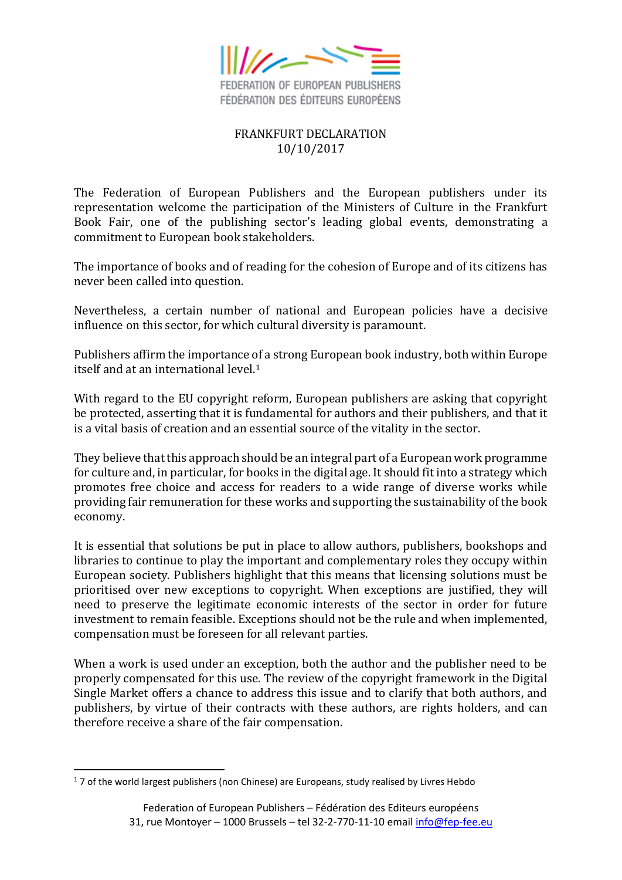FEDERATION OF EUROPEAN PUBLISHERS
FÉDÉRATION DES ÉDITEURS EUROPÉENS

# FRANKFURT DECLARATION
10/10/2017

The Federation of European Publishers and the European publishers under its representation welcome the participation of the Ministers of Culture in the Frankfurt Book Fair, one of the publishing sector's leading global events, demonstrating a commitment to European book stakeholders.

The importance of books and of reading for the cohesion of Europe and of its citizens has never been called into question.

Nevertheless, a certain number of national and European policies have a decisive influence on this sector, for which cultural diversity is paramount.

Publishers affirm the importance of a strong European book industry, both within Europe itself and at an international level.[1]

With regard to the EU copyright reform, European publishers are asking that copyright be protected, asserting that it is fundamental for authors and their publishers, and that it is a vital basis of creation and an essential source of the vitality in the sector.

They believe that this approach should be an integral part of a European work programme for culture and, in particular, for books in the digital age. It should fit into a strategy which promotes free choice and access for readers to a wide range of diverse works while providing fair remuneration for these works and supporting the sustainability of the book economy.

It is essential that solutions be put in place to allow authors, publishers, bookshops and libraries to continue to play the important and complementary roles they occupy within European society. Publishers highlight that this means that licensing solutions must be prioritised over new exceptions to copyright. When exceptions are justified, they will need to preserve the legitimate economic interests of the sector in order for future investment to remain feasible. Exceptions should not be the rule and when implemented, compensation must be foreseen for all relevant parties.

When a work is used under an exception, both the author and the publisher need to be properly compensated for this use. The review of the copyright framework in the Digital Single Market offers a chance to address this issue and to clarify that both authors, and publishers, by virtue of their contracts with these authors, are rights holders, and can therefore receive a share of the fair compensation.

[1] 7 of the world largest publishers (non Chinese) are Europeans, study realised by Livres Hebdo

Federation of European Publishers – Fédération des Editeurs européens
31, rue Montoyer – 1000 Brussels – tel 32-2-770-11-10 email info@fep-fee.eu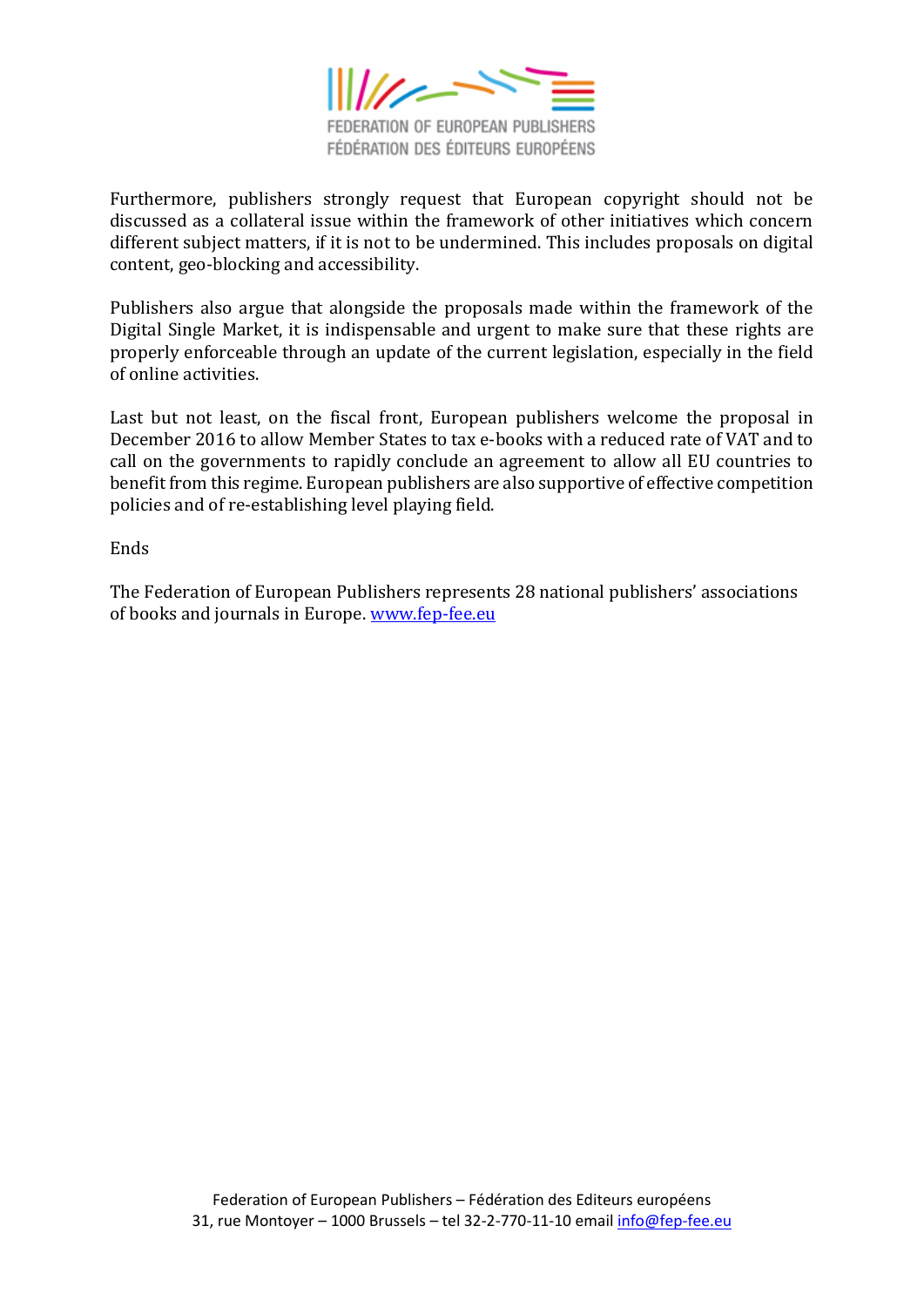Furthermore, publishers strongly request that European copyright should not be discussed as a collateral issue within the framework of other initiatives which concern different subject matters, if it is not to be undermined. This includes proposals on digital content, geo-blocking and accessibility.

Publishers also argue that alongside the proposals made within the framework of the Digital Single Market, it is indispensable and urgent to make sure that these rights are properly enforceable through an update of the current legislation, especially in the field of online activities.

Last but not least, on the fiscal front, European publishers welcome the proposal in December 2016 to allow Member States to tax e-books with a reduced rate of VAT and to call on the governments to rapidly conclude an agreement to allow all EU countries to benefit from this regime. European publishers are also supportive of effective competition policies and of re-establishing level playing field.

Ends

The Federation of European Publishers represents 28 national publishers' associations of books and journals in Europe. www.fep-fee.eu